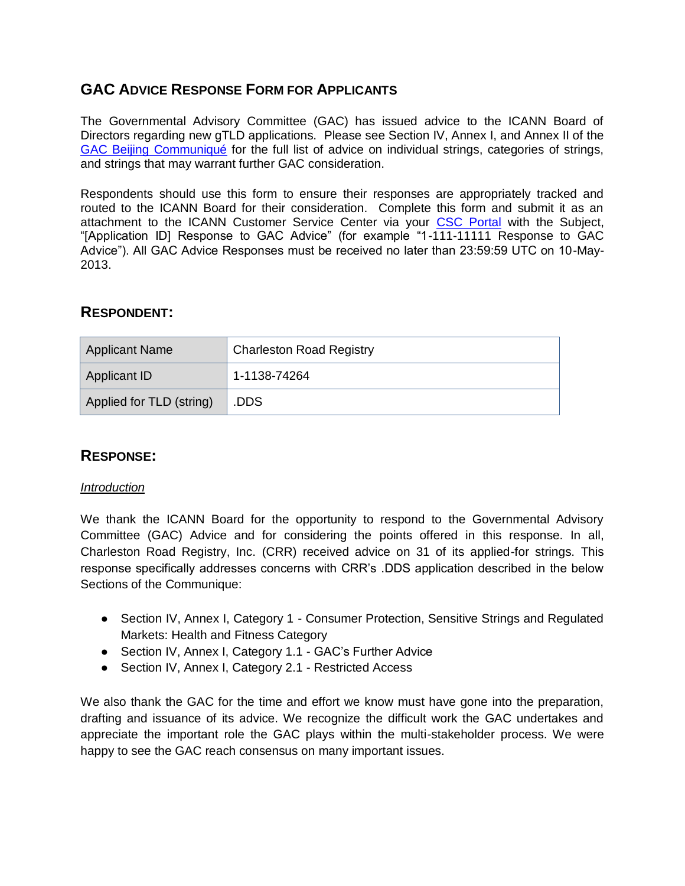# GAC Advice Response Form for Applicants

The Governmental Advisory Committee (GAC) has issued advice to the ICANN Board of Directors regarding new gTLD applications. Please see Section IV, Annex I, and Annex II of the GAC Beijing Communiqué for the full list of advice on individual strings, categories of strings, and strings that may warrant further GAC consideration.

Respondents should use this form to ensure their responses are appropriately tracked and routed to the ICANN Board for their consideration. Complete this form and submit it as an attachment to the ICANN Customer Service Center via your CSC Portal with the Subject, "[Application ID] Response to GAC Advice" (for example "1-111-11111 Response to GAC Advice"). All GAC Advice Responses must be received no later than 23:59:59 UTC on 10-May-2013.

## Respondent:

| Applicant Name | Charleston Road Registry |
|---|---|
| Applicant ID | 1-1138-74264 |
| Applied for TLD (string) | .DDS |

## Response:

*Introduction*

We thank the ICANN Board for the opportunity to respond to the Governmental Advisory Committee (GAC) Advice and for considering the points offered in this response. In all, Charleston Road Registry, Inc. (CRR) received advice on 31 of its applied-for strings. This response specifically addresses concerns with CRR's .DDS application described in the below Sections of the Communique:

- Section IV, Annex I, Category 1 - Consumer Protection, Sensitive Strings and Regulated Markets: Health and Fitness Category
- Section IV, Annex I, Category 1.1 - GAC's Further Advice
- Section IV, Annex I, Category 2.1 - Restricted Access

We also thank the GAC for the time and effort we know must have gone into the preparation, drafting and issuance of its advice. We recognize the difficult work the GAC undertakes and appreciate the important role the GAC plays within the multi-stakeholder process. We were happy to see the GAC reach consensus on many important issues.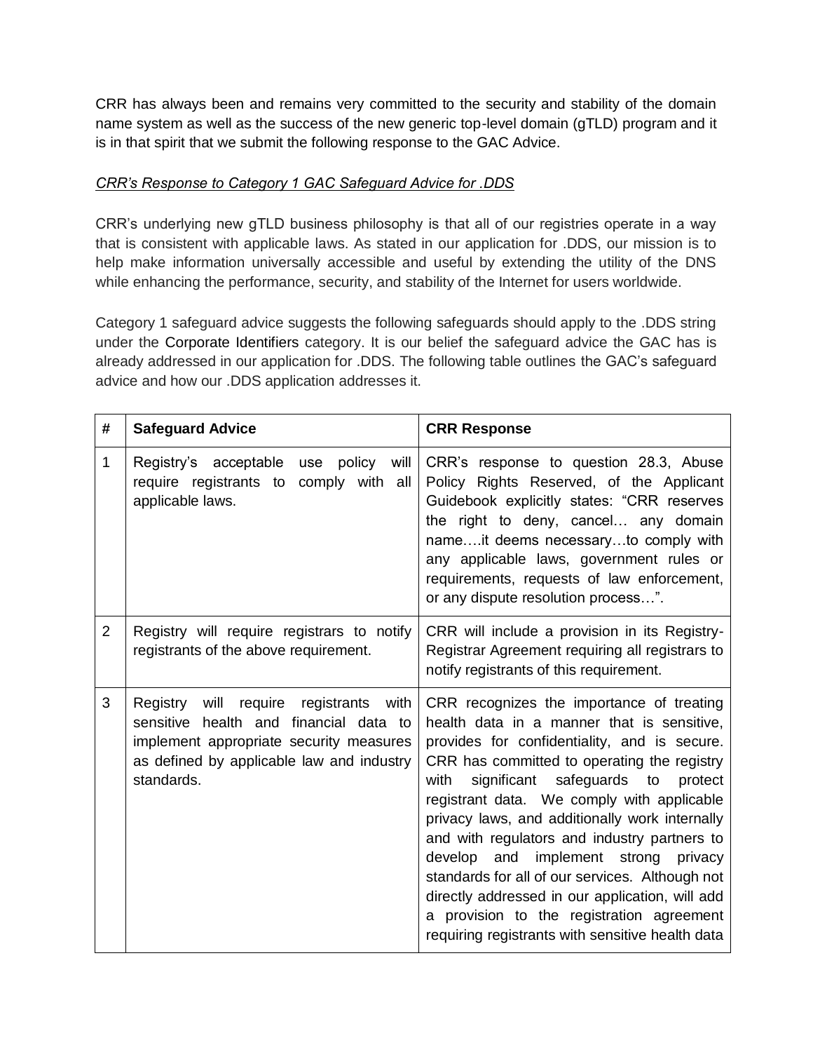CRR has always been and remains very committed to the security and stability of the domain name system as well as the success of the new generic top-level domain (gTLD) program and it is in that spirit that we submit the following response to the GAC Advice.

*CRR's Response to Category 1 GAC Safeguard Advice for .DDS*

CRR's underlying new gTLD business philosophy is that all of our registries operate in a way that is consistent with applicable laws. As stated in our application for .DDS, our mission is to help make information universally accessible and useful by extending the utility of the DNS while enhancing the performance, security, and stability of the Internet for users worldwide.

Category 1 safeguard advice suggests the following safeguards should apply to the .DDS string under the Corporate Identifiers category. It is our belief the safeguard advice the GAC has is already addressed in our application for .DDS. The following table outlines the GAC's safeguard advice and how our .DDS application addresses it.

| # | **Safeguard Advice** | **CRR Response** |
|---|---|---|
| 1 | Registry's acceptable use policy will require registrants to comply with all applicable laws. | CRR's response to question 28.3, Abuse Policy Rights Reserved, of the Applicant Guidebook explicitly states: "CRR reserves the right to deny, cancel… any domain name….it deems necessary…to comply with any applicable laws, government rules or requirements, requests of law enforcement, or any dispute resolution process…". |
| 2 | Registry will require registrars to notify registrants of the above requirement. | CRR will include a provision in its Registry-Registrar Agreement requiring all registrars to notify registrants of this requirement. |
| 3 | Registry will require registrants with sensitive health and financial data to implement appropriate security measures as defined by applicable law and industry standards. | CRR recognizes the importance of treating health data in a manner that is sensitive, provides for confidentiality, and is secure. CRR has committed to operating the registry with significant safeguards to protect registrant data. We comply with applicable privacy laws, and additionally work internally and with regulators and industry partners to develop and implement strong privacy standards for all of our services. Although not directly addressed in our application, will add a provision to the registration agreement requiring registrants with sensitive health data |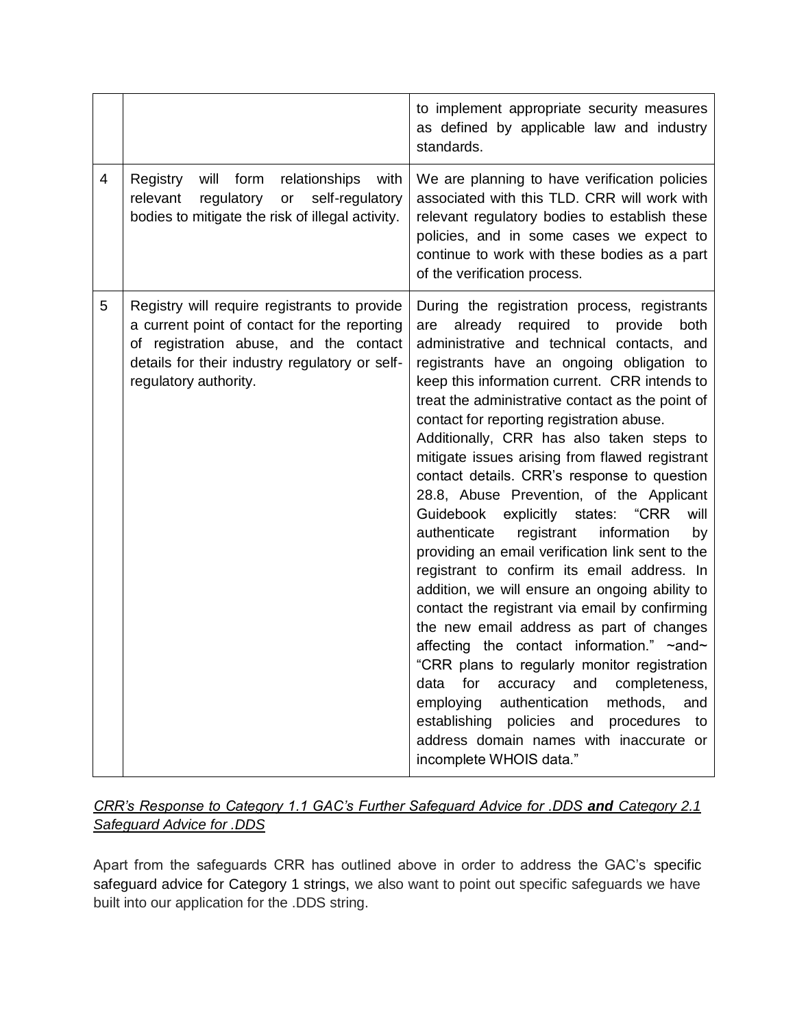| | | |
|---|---|---|
| | | to implement appropriate security measures as defined by applicable law and industry standards. |
| 4 | Registry will form relationships with relevant regulatory or self-regulatory bodies to mitigate the risk of illegal activity. | We are planning to have verification policies associated with this TLD. CRR will work with relevant regulatory bodies to establish these policies, and in some cases we expect to continue to work with these bodies as a part of the verification process. |
| 5 | Registry will require registrants to provide a current point of contact for the reporting of registration abuse, and the contact details for their industry regulatory or self-regulatory authority. | During the registration process, registrants are already required to provide both administrative and technical contacts, and registrants have an ongoing obligation to keep this information current. CRR intends to treat the administrative contact as the point of contact for reporting registration abuse.<br>Additionally, CRR has also taken steps to mitigate issues arising from flawed registrant contact details. CRR's response to question 28.8, Abuse Prevention, of the Applicant Guidebook explicitly states: "CRR will authenticate registrant information by providing an email verification link sent to the registrant to confirm its email address. In addition, we will ensure an ongoing ability to contact the registrant via email by confirming the new email address as part of changes affecting the contact information." ~and~ "CRR plans to regularly monitor registration data for accuracy and completeness, employing authentication methods, and establishing policies and procedures to address domain names with inaccurate or incomplete WHOIS data." |

*CRR's Response to Category 1.1 GAC's Further Safeguard Advice for .DDS* ***and*** *Category 2.1 Safeguard Advice for .DDS*

Apart from the safeguards CRR has outlined above in order to address the GAC's specific safeguard advice for Category 1 strings, we also want to point out specific safeguards we have built into our application for the .DDS string.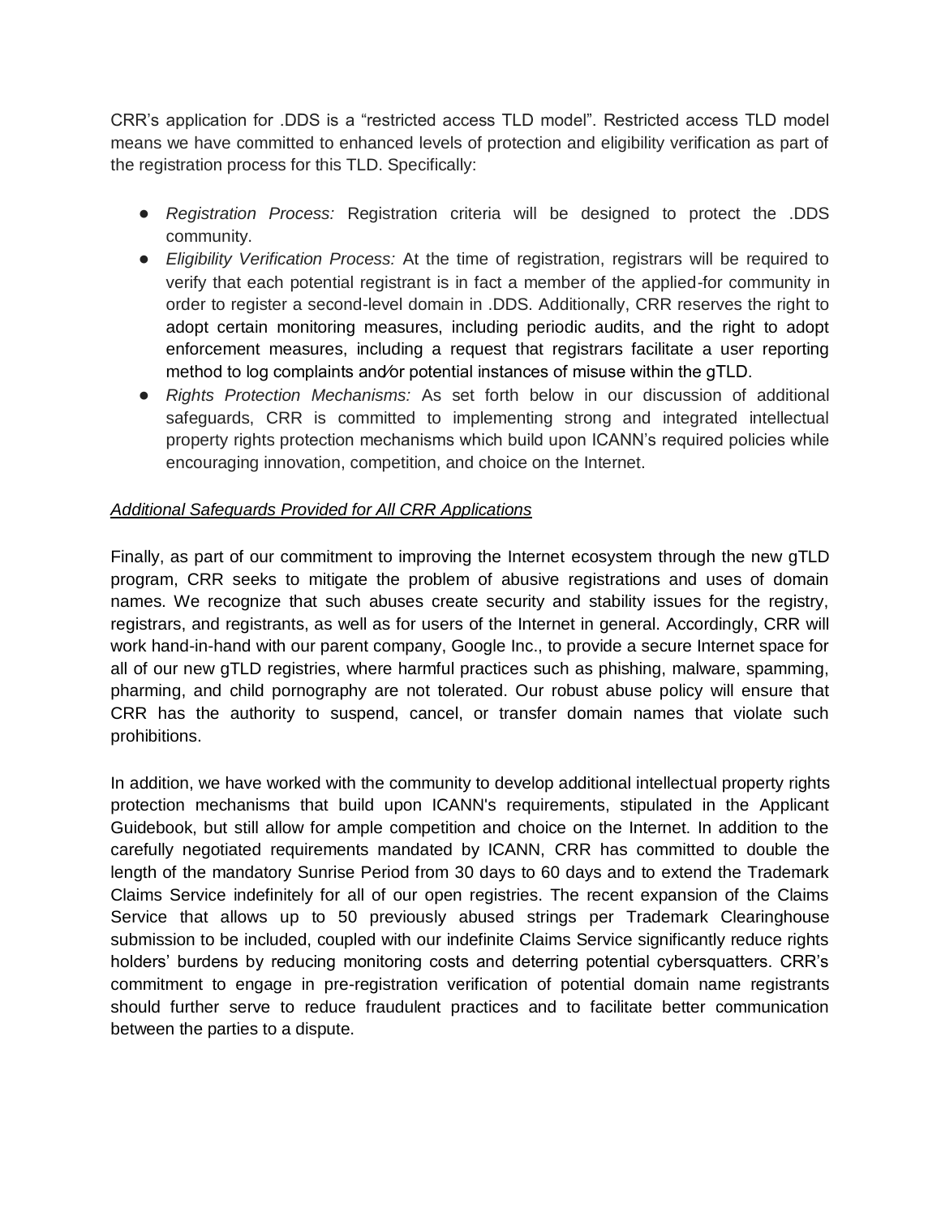CRR's application for .DDS is a "restricted access TLD model". Restricted access TLD model means we have committed to enhanced levels of protection and eligibility verification as part of the registration process for this TLD. Specifically:

- *Registration Process:* Registration criteria will be designed to protect the .DDS community.
- *Eligibility Verification Process:* At the time of registration, registrars will be required to verify that each potential registrant is in fact a member of the applied-for community in order to register a second-level domain in .DDS. Additionally, CRR reserves the right to adopt certain monitoring measures, including periodic audits, and the right to adopt enforcement measures, including a request that registrars facilitate a user reporting method to log complaints and/or potential instances of misuse within the gTLD.
- *Rights Protection Mechanisms:* As set forth below in our discussion of additional safeguards, CRR is committed to implementing strong and integrated intellectual property rights protection mechanisms which build upon ICANN's required policies while encouraging innovation, competition, and choice on the Internet.

*<u>Additional Safeguards Provided for All CRR Applications</u>*

Finally, as part of our commitment to improving the Internet ecosystem through the new gTLD program, CRR seeks to mitigate the problem of abusive registrations and uses of domain names. We recognize that such abuses create security and stability issues for the registry, registrars, and registrants, as well as for users of the Internet in general. Accordingly, CRR will work hand-in-hand with our parent company, Google Inc., to provide a secure Internet space for all of our new gTLD registries, where harmful practices such as phishing, malware, spamming, pharming, and child pornography are not tolerated. Our robust abuse policy will ensure that CRR has the authority to suspend, cancel, or transfer domain names that violate such prohibitions.

In addition, we have worked with the community to develop additional intellectual property rights protection mechanisms that build upon ICANN's requirements, stipulated in the Applicant Guidebook, but still allow for ample competition and choice on the Internet. In addition to the carefully negotiated requirements mandated by ICANN, CRR has committed to double the length of the mandatory Sunrise Period from 30 days to 60 days and to extend the Trademark Claims Service indefinitely for all of our open registries. The recent expansion of the Claims Service that allows up to 50 previously abused strings per Trademark Clearinghouse submission to be included, coupled with our indefinite Claims Service significantly reduce rights holders' burdens by reducing monitoring costs and deterring potential cybersquatters. CRR's commitment to engage in pre-registration verification of potential domain name registrants should further serve to reduce fraudulent practices and to facilitate better communication between the parties to a dispute.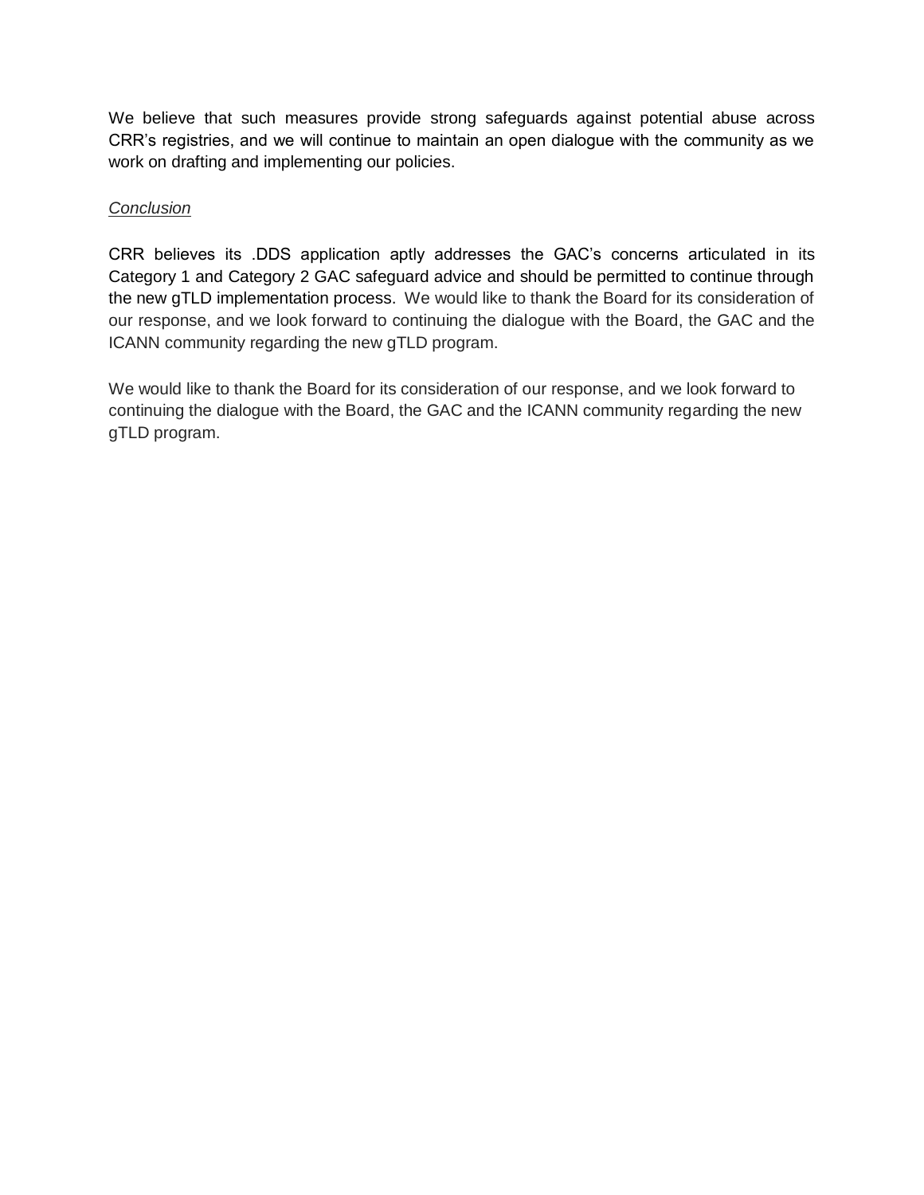We believe that such measures provide strong safeguards against potential abuse across CRR's registries, and we will continue to maintain an open dialogue with the community as we work on drafting and implementing our policies.

*Conclusion*

CRR believes its .DDS application aptly addresses the GAC's concerns articulated in its Category 1 and Category 2 GAC safeguard advice and should be permitted to continue through the new gTLD implementation process. We would like to thank the Board for its consideration of our response, and we look forward to continuing the dialogue with the Board, the GAC and the ICANN community regarding the new gTLD program.

We would like to thank the Board for its consideration of our response, and we look forward to continuing the dialogue with the Board, the GAC and the ICANN community regarding the new gTLD program.